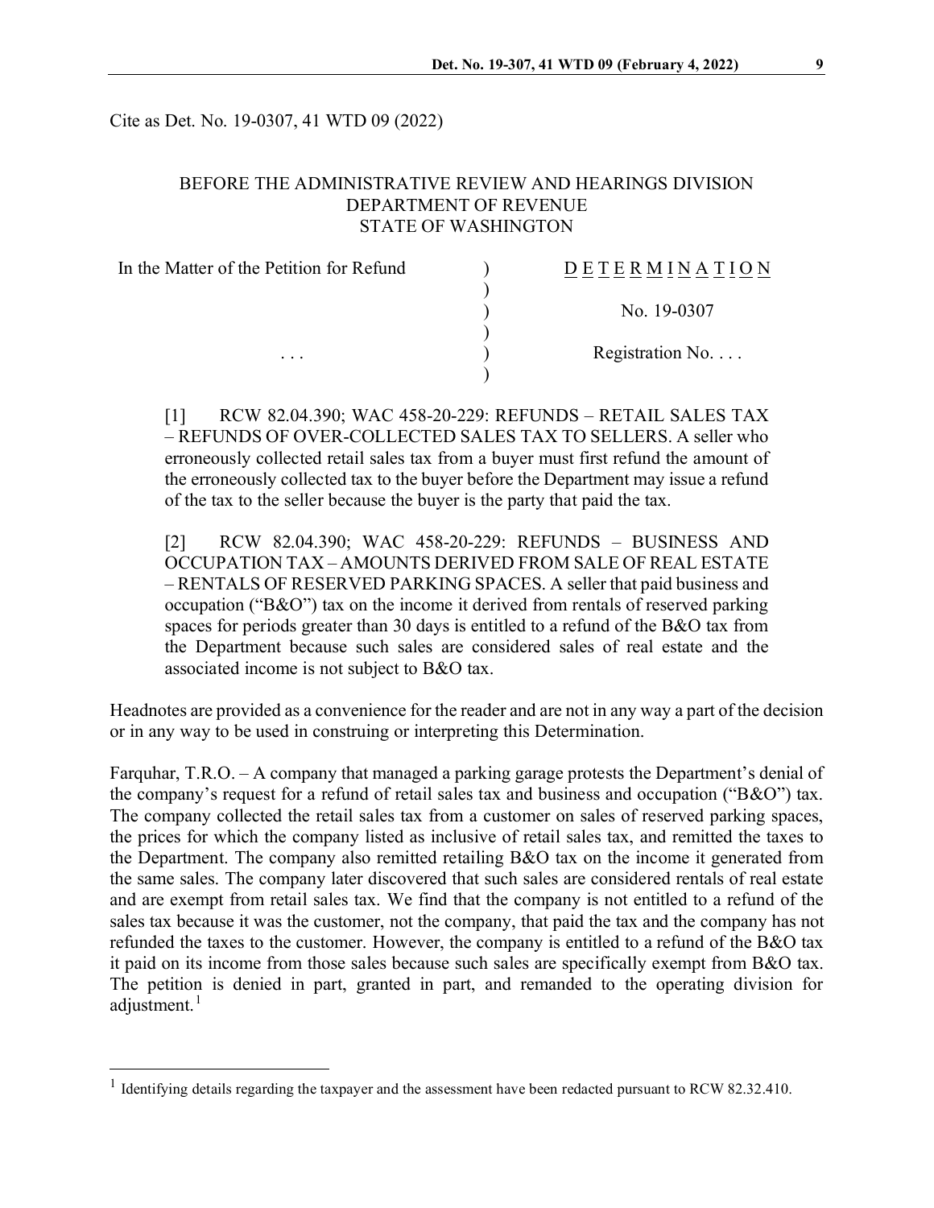Cite as Det. No. 19-0307, 41 WTD 09 (2022)

BEFORE THE ADMINISTRATIVE REVIEW AND HEARINGS DIVISION
DEPARTMENT OF REVENUE
STATE OF WASHINGTON

| In the Matter of the Petition for Refund | ) | DETERMINATION |
|---|---|---|
| | ) | |
| | ) | No. 19-0307 |
| | ) | |
| . . . | ) | Registration No. . . . |
| | ) | |

[1] RCW 82.04.390; WAC 458-20-229: REFUNDS – RETAIL SALES TAX – REFUNDS OF OVER-COLLECTED SALES TAX TO SELLERS. A seller who erroneously collected retail sales tax from a buyer must first refund the amount of the erroneously collected tax to the buyer before the Department may issue a refund of the tax to the seller because the buyer is the party that paid the tax.

[2] RCW 82.04.390; WAC 458-20-229: REFUNDS – BUSINESS AND OCCUPATION TAX – AMOUNTS DERIVED FROM SALE OF REAL ESTATE – RENTALS OF RESERVED PARKING SPACES. A seller that paid business and occupation ("B&O") tax on the income it derived from rentals of reserved parking spaces for periods greater than 30 days is entitled to a refund of the B&O tax from the Department because such sales are considered sales of real estate and the associated income is not subject to B&O tax.

Headnotes are provided as a convenience for the reader and are not in any way a part of the decision or in any way to be used in construing or interpreting this Determination.

Farquhar, T.R.O. – A company that managed a parking garage protests the Department's denial of the company's request for a refund of retail sales tax and business and occupation ("B&O") tax. The company collected the retail sales tax from a customer on sales of reserved parking spaces, the prices for which the company listed as inclusive of retail sales tax, and remitted the taxes to the Department. The company also remitted retailing B&O tax on the income it generated from the same sales. The company later discovered that such sales are considered rentals of real estate and are exempt from retail sales tax. We find that the company is not entitled to a refund of the sales tax because it was the customer, not the company, that paid the tax and the company has not refunded the taxes to the customer. However, the company is entitled to a refund of the B&O tax it paid on its income from those sales because such sales are specifically exempt from B&O tax. The petition is denied in part, granted in part, and remanded to the operating division for adjustment.[1]

[1] Identifying details regarding the taxpayer and the assessment have been redacted pursuant to RCW 82.32.410.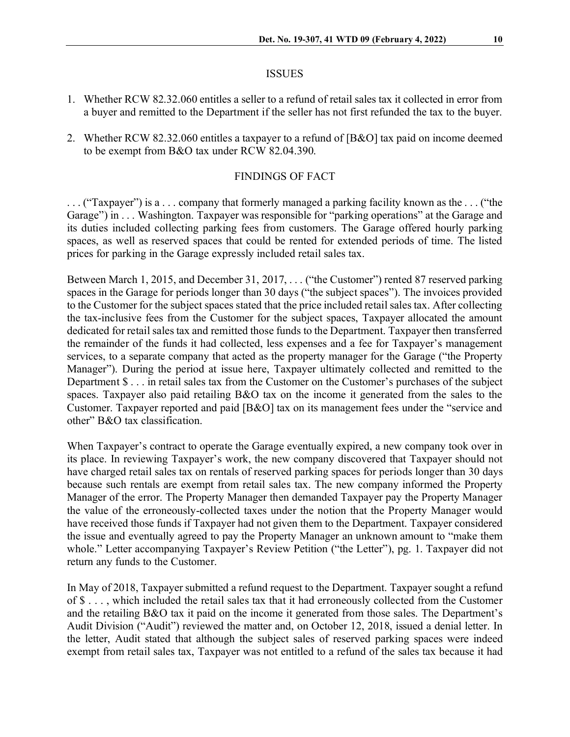## ISSUES

1. Whether RCW 82.32.060 entitles a seller to a refund of retail sales tax it collected in error from a buyer and remitted to the Department if the seller has not first refunded the tax to the buyer.

2. Whether RCW 82.32.060 entitles a taxpayer to a refund of [B&O] tax paid on income deemed to be exempt from B&O tax under RCW 82.04.390.

## FINDINGS OF FACT

. . . ("Taxpayer") is a . . . company that formerly managed a parking facility known as the . . . ("the Garage") in . . . Washington. Taxpayer was responsible for "parking operations" at the Garage and its duties included collecting parking fees from customers. The Garage offered hourly parking spaces, as well as reserved spaces that could be rented for extended periods of time. The listed prices for parking in the Garage expressly included retail sales tax.

Between March 1, 2015, and December 31, 2017, . . . ("the Customer") rented 87 reserved parking spaces in the Garage for periods longer than 30 days ("the subject spaces"). The invoices provided to the Customer for the subject spaces stated that the price included retail sales tax. After collecting the tax-inclusive fees from the Customer for the subject spaces, Taxpayer allocated the amount dedicated for retail sales tax and remitted those funds to the Department. Taxpayer then transferred the remainder of the funds it had collected, less expenses and a fee for Taxpayer's management services, to a separate company that acted as the property manager for the Garage ("the Property Manager"). During the period at issue here, Taxpayer ultimately collected and remitted to the Department $ . . . in retail sales tax from the Customer on the Customer's purchases of the subject spaces. Taxpayer also paid retailing B&O tax on the income it generated from the sales to the Customer. Taxpayer reported and paid [B&O] tax on its management fees under the "service and other" B&O tax classification.

When Taxpayer's contract to operate the Garage eventually expired, a new company took over in its place. In reviewing Taxpayer's work, the new company discovered that Taxpayer should not have charged retail sales tax on rentals of reserved parking spaces for periods longer than 30 days because such rentals are exempt from retail sales tax. The new company informed the Property Manager of the error. The Property Manager then demanded Taxpayer pay the Property Manager the value of the erroneously-collected taxes under the notion that the Property Manager would have received those funds if Taxpayer had not given them to the Department. Taxpayer considered the issue and eventually agreed to pay the Property Manager an unknown amount to "make them whole." Letter accompanying Taxpayer's Review Petition ("the Letter"), pg. 1. Taxpayer did not return any funds to the Customer.

In May of 2018, Taxpayer submitted a refund request to the Department. Taxpayer sought a refund of $ . . . , which included the retail sales tax that it had erroneously collected from the Customer and the retailing B&O tax it paid on the income it generated from those sales. The Department's Audit Division ("Audit") reviewed the matter and, on October 12, 2018, issued a denial letter. In the letter, Audit stated that although the subject sales of reserved parking spaces were indeed exempt from retail sales tax, Taxpayer was not entitled to a refund of the sales tax because it had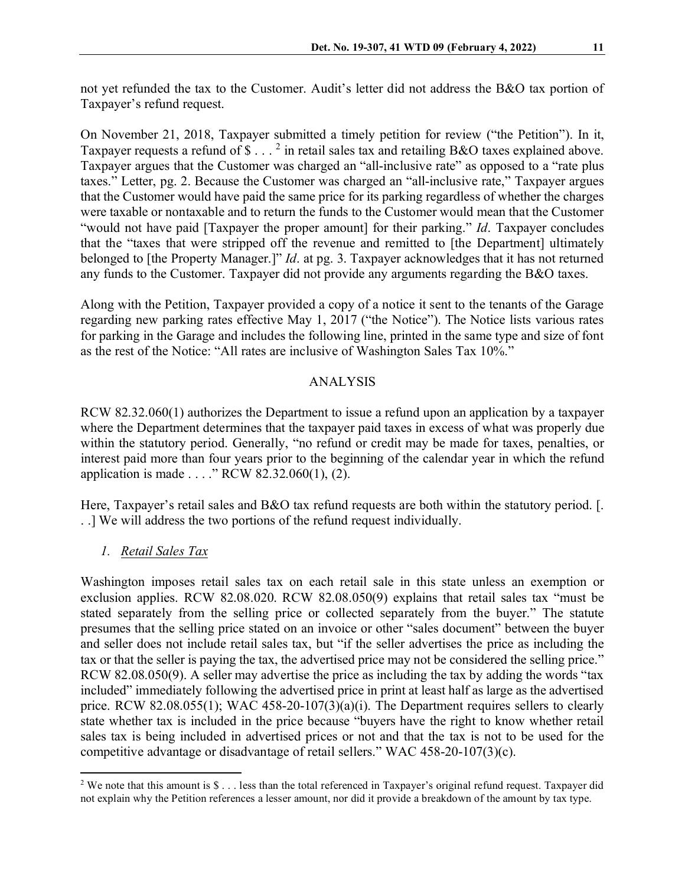not yet refunded the tax to the Customer. Audit's letter did not address the B&O tax portion of Taxpayer's refund request.

On November 21, 2018, Taxpayer submitted a timely petition for review ("the Petition"). In it, Taxpayer requests a refund of $ . . . [2] in retail sales tax and retailing B&O taxes explained above. Taxpayer argues that the Customer was charged an "all-inclusive rate" as opposed to a "rate plus taxes." Letter, pg. 2. Because the Customer was charged an "all-inclusive rate," Taxpayer argues that the Customer would have paid the same price for its parking regardless of whether the charges were taxable or nontaxable and to return the funds to the Customer would mean that the Customer "would not have paid [Taxpayer the proper amount] for their parking." *Id*. Taxpayer concludes that the "taxes that were stripped off the revenue and remitted to [the Department] ultimately belonged to [the Property Manager.]" *Id*. at pg. 3. Taxpayer acknowledges that it has not returned any funds to the Customer. Taxpayer did not provide any arguments regarding the B&O taxes.

Along with the Petition, Taxpayer provided a copy of a notice it sent to the tenants of the Garage regarding new parking rates effective May 1, 2017 ("the Notice"). The Notice lists various rates for parking in the Garage and includes the following line, printed in the same type and size of font as the rest of the Notice: "All rates are inclusive of Washington Sales Tax 10%."

## ANALYSIS

RCW 82.32.060(1) authorizes the Department to issue a refund upon an application by a taxpayer where the Department determines that the taxpayer paid taxes in excess of what was properly due within the statutory period. Generally, "no refund or credit may be made for taxes, penalties, or interest paid more than four years prior to the beginning of the calendar year in which the refund application is made . . . ." RCW 82.32.060(1), (2).

Here, Taxpayer's retail sales and B&O tax refund requests are both within the statutory period. [. . .] We will address the two portions of the refund request individually.

### 1. *Retail Sales Tax*

Washington imposes retail sales tax on each retail sale in this state unless an exemption or exclusion applies. RCW 82.08.020. RCW 82.08.050(9) explains that retail sales tax "must be stated separately from the selling price or collected separately from the buyer." The statute presumes that the selling price stated on an invoice or other "sales document" between the buyer and seller does not include retail sales tax, but "if the seller advertises the price as including the tax or that the seller is paying the tax, the advertised price may not be considered the selling price." RCW 82.08.050(9). A seller may advertise the price as including the tax by adding the words "tax included" immediately following the advertised price in print at least half as large as the advertised price. RCW 82.08.055(1); WAC 458-20-107(3)(a)(i). The Department requires sellers to clearly state whether tax is included in the price because "buyers have the right to know whether retail sales tax is being included in advertised prices or not and that the tax is not to be used for the competitive advantage or disadvantage of retail sellers." WAC 458-20-107(3)(c).

---

[2] We note that this amount is $ . . . less than the total referenced in Taxpayer's original refund request. Taxpayer did not explain why the Petition references a lesser amount, nor did it provide a breakdown of the amount by tax type.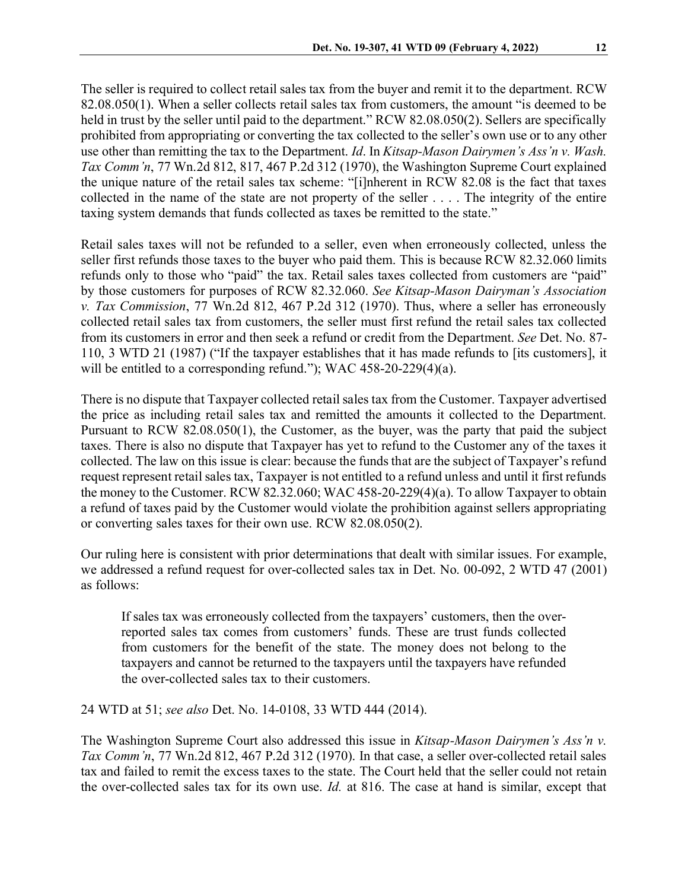The seller is required to collect retail sales tax from the buyer and remit it to the department. RCW 82.08.050(1). When a seller collects retail sales tax from customers, the amount "is deemed to be held in trust by the seller until paid to the department." RCW 82.08.050(2). Sellers are specifically prohibited from appropriating or converting the tax collected to the seller's own use or to any other use other than remitting the tax to the Department. *Id*. In *Kitsap-Mason Dairymen's Ass'n v. Wash. Tax Comm'n*, 77 Wn.2d 812, 817, 467 P.2d 312 (1970), the Washington Supreme Court explained the unique nature of the retail sales tax scheme: "[i]nherent in RCW 82.08 is the fact that taxes collected in the name of the state are not property of the seller . . . . The integrity of the entire taxing system demands that funds collected as taxes be remitted to the state."

Retail sales taxes will not be refunded to a seller, even when erroneously collected, unless the seller first refunds those taxes to the buyer who paid them. This is because RCW 82.32.060 limits refunds only to those who "paid" the tax. Retail sales taxes collected from customers are "paid" by those customers for purposes of RCW 82.32.060. *See Kitsap-Mason Dairyman's Association v. Tax Commission*, 77 Wn.2d 812, 467 P.2d 312 (1970). Thus, where a seller has erroneously collected retail sales tax from customers, the seller must first refund the retail sales tax collected from its customers in error and then seek a refund or credit from the Department. *See* Det. No. 87-110, 3 WTD 21 (1987) ("If the taxpayer establishes that it has made refunds to [its customers], it will be entitled to a corresponding refund."); WAC 458-20-229(4)(a).

There is no dispute that Taxpayer collected retail sales tax from the Customer. Taxpayer advertised the price as including retail sales tax and remitted the amounts it collected to the Department. Pursuant to RCW 82.08.050(1), the Customer, as the buyer, was the party that paid the subject taxes. There is also no dispute that Taxpayer has yet to refund to the Customer any of the taxes it collected. The law on this issue is clear: because the funds that are the subject of Taxpayer's refund request represent retail sales tax, Taxpayer is not entitled to a refund unless and until it first refunds the money to the Customer. RCW 82.32.060; WAC 458-20-229(4)(a). To allow Taxpayer to obtain a refund of taxes paid by the Customer would violate the prohibition against sellers appropriating or converting sales taxes for their own use. RCW 82.08.050(2).

Our ruling here is consistent with prior determinations that dealt with similar issues. For example, we addressed a refund request for over-collected sales tax in Det. No. 00-092, 2 WTD 47 (2001) as follows:

> If sales tax was erroneously collected from the taxpayers' customers, then the over-reported sales tax comes from customers' funds. These are trust funds collected from customers for the benefit of the state. The money does not belong to the taxpayers and cannot be returned to the taxpayers until the taxpayers have refunded the over-collected sales tax to their customers.

24 WTD at 51; *see also* Det. No. 14-0108, 33 WTD 444 (2014).

The Washington Supreme Court also addressed this issue in *Kitsap-Mason Dairymen's Ass'n v. Tax Comm'n*, 77 Wn.2d 812, 467 P.2d 312 (1970). In that case, a seller over-collected retail sales tax and failed to remit the excess taxes to the state. The Court held that the seller could not retain the over-collected sales tax for its own use. *Id.* at 816. The case at hand is similar, except that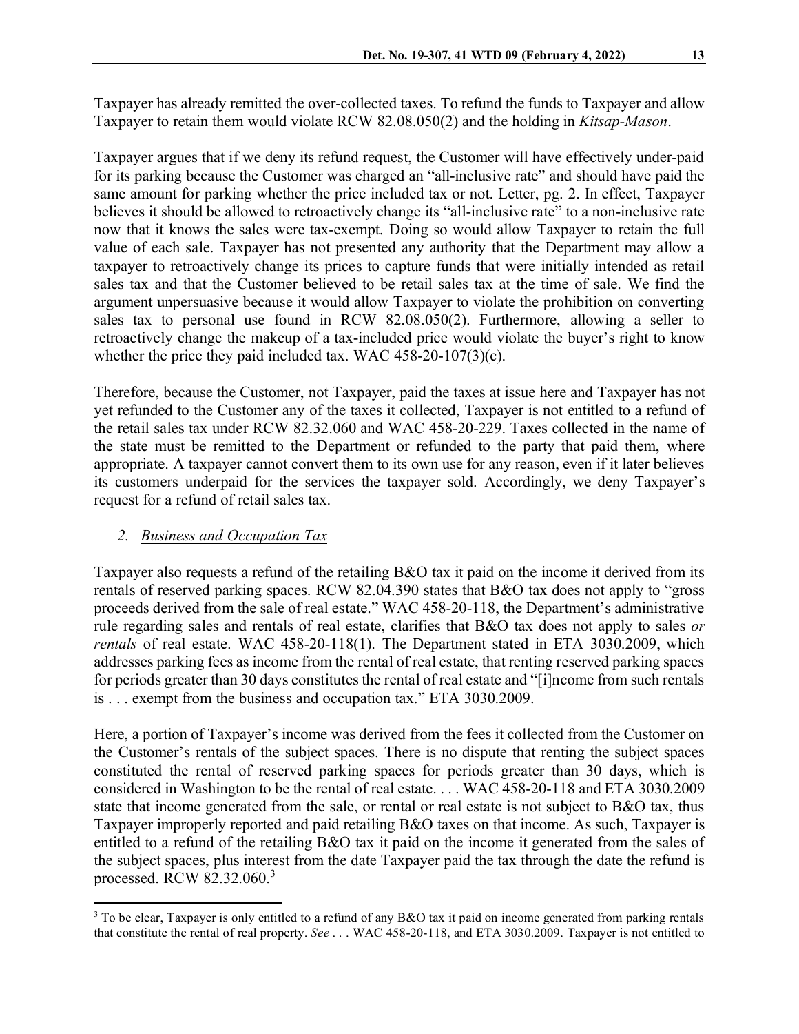Taxpayer has already remitted the over-collected taxes. To refund the funds to Taxpayer and allow Taxpayer to retain them would violate RCW 82.08.050(2) and the holding in *Kitsap-Mason*.

Taxpayer argues that if we deny its refund request, the Customer will have effectively under-paid for its parking because the Customer was charged an "all-inclusive rate" and should have paid the same amount for parking whether the price included tax or not. Letter, pg. 2. In effect, Taxpayer believes it should be allowed to retroactively change its "all-inclusive rate" to a non-inclusive rate now that it knows the sales were tax-exempt. Doing so would allow Taxpayer to retain the full value of each sale. Taxpayer has not presented any authority that the Department may allow a taxpayer to retroactively change its prices to capture funds that were initially intended as retail sales tax and that the Customer believed to be retail sales tax at the time of sale. We find the argument unpersuasive because it would allow Taxpayer to violate the prohibition on converting sales tax to personal use found in RCW 82.08.050(2). Furthermore, allowing a seller to retroactively change the makeup of a tax-included price would violate the buyer's right to know whether the price they paid included tax. WAC 458-20-107(3)(c).

Therefore, because the Customer, not Taxpayer, paid the taxes at issue here and Taxpayer has not yet refunded to the Customer any of the taxes it collected, Taxpayer is not entitled to a refund of the retail sales tax under RCW 82.32.060 and WAC 458-20-229. Taxes collected in the name of the state must be remitted to the Department or refunded to the party that paid them, where appropriate. A taxpayer cannot convert them to its own use for any reason, even if it later believes its customers underpaid for the services the taxpayer sold. Accordingly, we deny Taxpayer's request for a refund of retail sales tax.

### 2. Business and Occupation Tax

Taxpayer also requests a refund of the retailing B&O tax it paid on the income it derived from its rentals of reserved parking spaces. RCW 82.04.390 states that B&O tax does not apply to "gross proceeds derived from the sale of real estate." WAC 458-20-118, the Department's administrative rule regarding sales and rentals of real estate, clarifies that B&O tax does not apply to sales *or rentals* of real estate. WAC 458-20-118(1). The Department stated in ETA 3030.2009, which addresses parking fees as income from the rental of real estate, that renting reserved parking spaces for periods greater than 30 days constitutes the rental of real estate and "[i]ncome from such rentals is . . . exempt from the business and occupation tax." ETA 3030.2009.

Here, a portion of Taxpayer's income was derived from the fees it collected from the Customer on the Customer's rentals of the subject spaces. There is no dispute that renting the subject spaces constituted the rental of reserved parking spaces for periods greater than 30 days, which is considered in Washington to be the rental of real estate. . . . WAC 458-20-118 and ETA 3030.2009 state that income generated from the sale, or rental or real estate is not subject to B&O tax, thus Taxpayer improperly reported and paid retailing B&O taxes on that income. As such, Taxpayer is entitled to a refund of the retailing B&O tax it paid on the income it generated from the sales of the subject spaces, plus interest from the date Taxpayer paid the tax through the date the refund is processed. RCW 82.32.060.[3]

---

[3] To be clear, Taxpayer is only entitled to a refund of any B&O tax it paid on income generated from parking rentals that constitute the rental of real property. *See* . . . WAC 458-20-118, and ETA 3030.2009. Taxpayer is not entitled to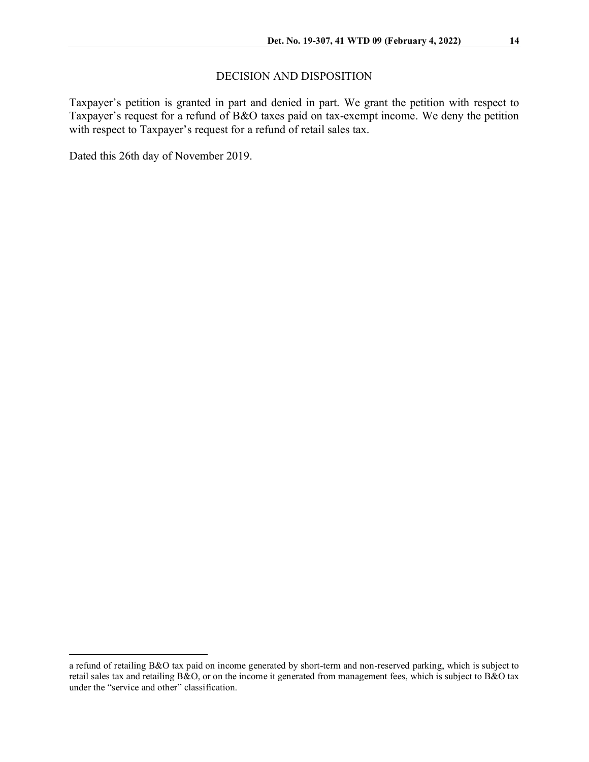## DECISION AND DISPOSITION

Taxpayer's petition is granted in part and denied in part. We grant the petition with respect to Taxpayer's request for a refund of B&O taxes paid on tax-exempt income. We deny the petition with respect to Taxpayer's request for a refund of retail sales tax.

Dated this 26th day of November 2019.

---

a refund of retailing B&O tax paid on income generated by short-term and non-reserved parking, which is subject to retail sales tax and retailing B&O, or on the income it generated from management fees, which is subject to B&O tax under the "service and other" classification.